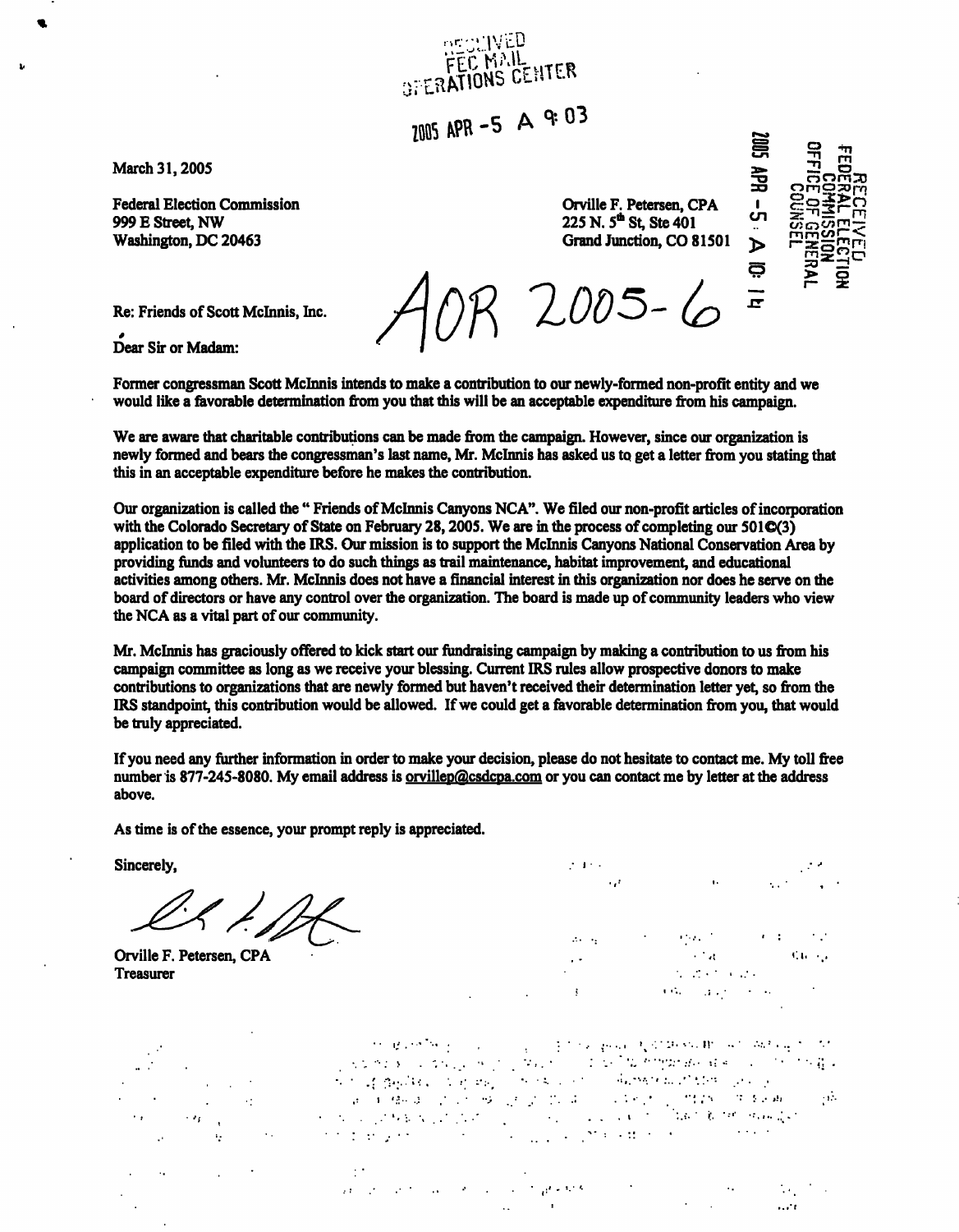RECEIVED
FEC MAIL
OPERATIONS CENTER

2005 APR -5 A 9:03

RECEIVED
FEDERAL ELECTION
COMMISSION
OFFICE OF GENERAL
COUNSEL

2005 APR -5 A 10:14

March 31, 2005

Federal Election Commission
999 E Street, NW
Washington, DC 20463

Orville F. Petersen, CPA
225 N. 5th St, Ste 401
Grand Junction, CO 81501

AOR 2005-6

Re: Friends of Scott McInnis, Inc.

Dear Sir or Madam:

Former congressman Scott McInnis intends to make a contribution to our newly-formed non-profit entity and we would like a favorable determination from you that this will be an acceptable expenditure from his campaign.

We are aware that charitable contributions can be made from the campaign. However, since our organization is newly formed and bears the congressman's last name, Mr. McInnis has asked us to get a letter from you stating that this in an acceptable expenditure before he makes the contribution.

Our organization is called the " Friends of McInnis Canyons NCA". We filed our non-profit articles of incorporation with the Colorado Secretary of State on February 28, 2005. We are in the process of completing our 501©(3) application to be filed with the IRS. Our mission is to support the McInnis Canyons National Conservation Area by providing funds and volunteers to do such things as trail maintenance, habitat improvement, and educational activities among others. Mr. McInnis does not have a financial interest in this organization nor does he serve on the board of directors or have any control over the organization. The board is made up of community leaders who view the NCA as a vital part of our community.

Mr. McInnis has graciously offered to kick start our fundraising campaign by making a contribution to us from his campaign committee as long as we receive your blessing. Current IRS rules allow prospective donors to make contributions to organizations that are newly formed but haven't received their determination letter yet, so from the IRS standpoint, this contribution would be allowed. If we could get a favorable determination from you, that would be truly appreciated.

If you need any further information in order to make your decision, please do not hesitate to contact me. My toll free number is 877-245-8080. My email address is orvillep@csdcpa.com or you can contact me by letter at the address above.

As time is of the essence, your prompt reply is appreciated.

Sincerely,

Orville F. Petersen, CPA
Treasurer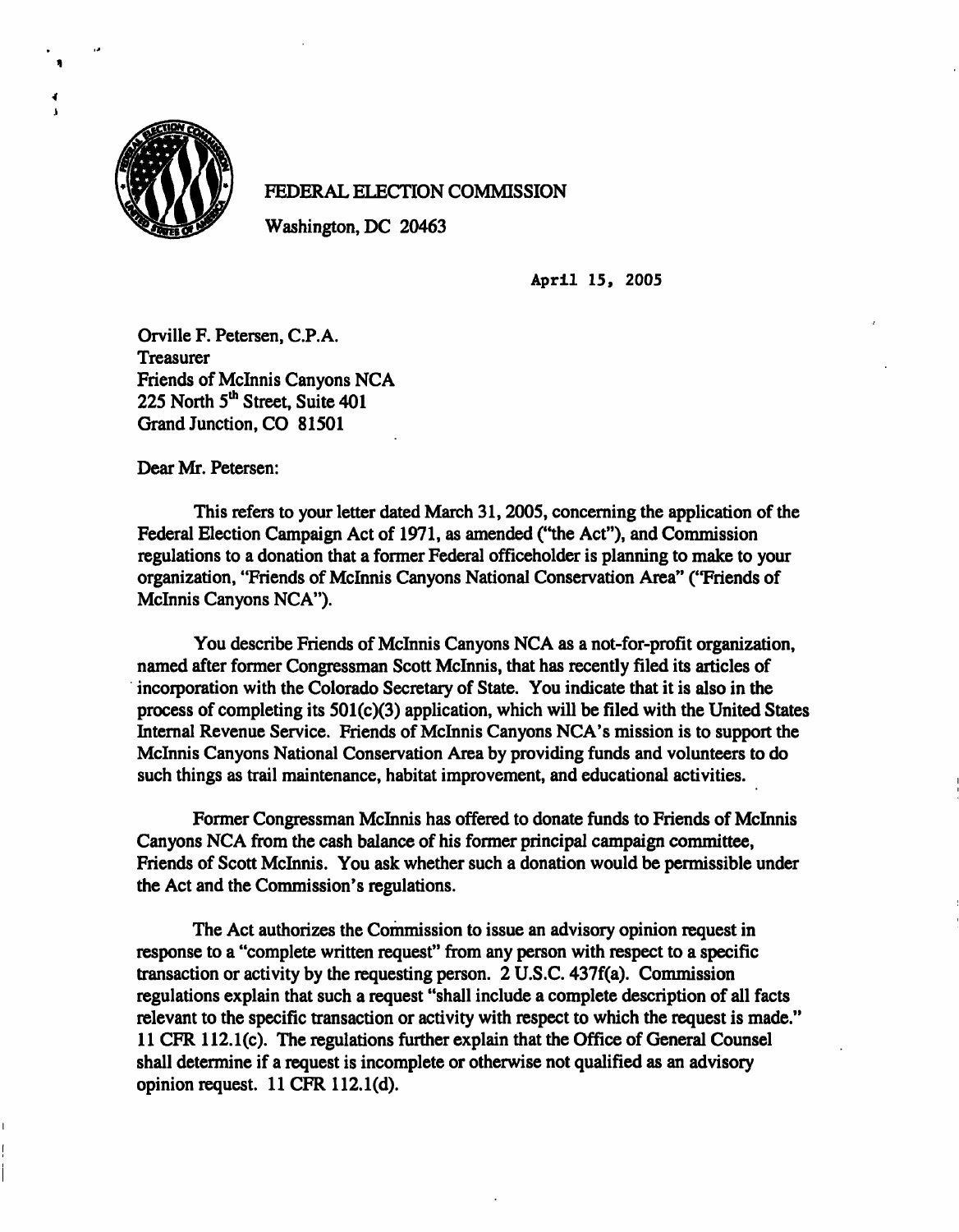FEDERAL ELECTION COMMISSION

Washington, DC 20463

April 15, 2005

Orville F. Petersen, C.P.A.
Treasurer
Friends of McInnis Canyons NCA
225 North 5th Street, Suite 401
Grand Junction, CO 81501

Dear Mr. Petersen:

This refers to your letter dated March 31, 2005, concerning the application of the Federal Election Campaign Act of 1971, as amended ("the Act"), and Commission regulations to a donation that a former Federal officeholder is planning to make to your organization, "Friends of McInnis Canyons National Conservation Area" ("Friends of McInnis Canyons NCA").

You describe Friends of McInnis Canyons NCA as a not-for-profit organization, named after former Congressman Scott McInnis, that has recently filed its articles of incorporation with the Colorado Secretary of State. You indicate that it is also in the process of completing its 501(c)(3) application, which will be filed with the United States Internal Revenue Service. Friends of McInnis Canyons NCA's mission is to support the McInnis Canyons National Conservation Area by providing funds and volunteers to do such things as trail maintenance, habitat improvement, and educational activities.

Former Congressman McInnis has offered to donate funds to Friends of McInnis Canyons NCA from the cash balance of his former principal campaign committee, Friends of Scott McInnis. You ask whether such a donation would be permissible under the Act and the Commission's regulations.

The Act authorizes the Commission to issue an advisory opinion request in response to a "complete written request" from any person with respect to a specific transaction or activity by the requesting person. 2 U.S.C. 437f(a). Commission regulations explain that such a request "shall include a complete description of all facts relevant to the specific transaction or activity with respect to which the request is made." 11 CFR 112.1(c). The regulations further explain that the Office of General Counsel shall determine if a request is incomplete or otherwise not qualified as an advisory opinion request. 11 CFR 112.1(d).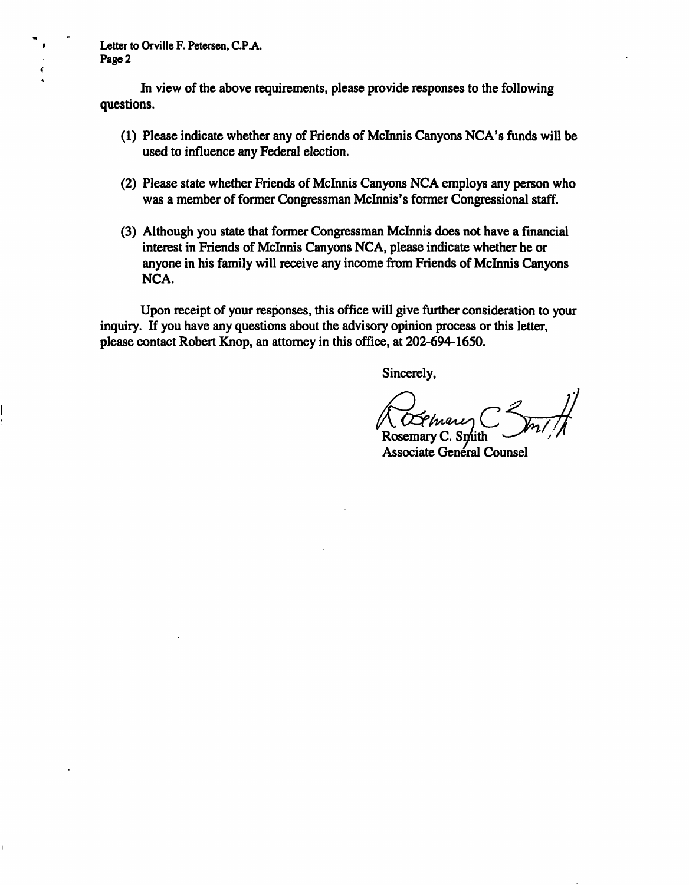Letter to Orville F. Petersen, C.P.A.
Page 2

In view of the above requirements, please provide responses to the following questions.

(1) Please indicate whether any of Friends of McInnis Canyons NCA's funds will be used to influence any Federal election.

(2) Please state whether Friends of McInnis Canyons NCA employs any person who was a member of former Congressman McInnis's former Congressional staff.

(3) Although you state that former Congressman McInnis does not have a financial interest in Friends of McInnis Canyons NCA, please indicate whether he or anyone in his family will receive any income from Friends of McInnis Canyons NCA.

Upon receipt of your responses, this office will give further consideration to your inquiry. If you have any questions about the advisory opinion process or this letter, please contact Robert Knop, an attorney in this office, at 202-694-1650.

Sincerely,

Rosemary C. Smith
Associate General Counsel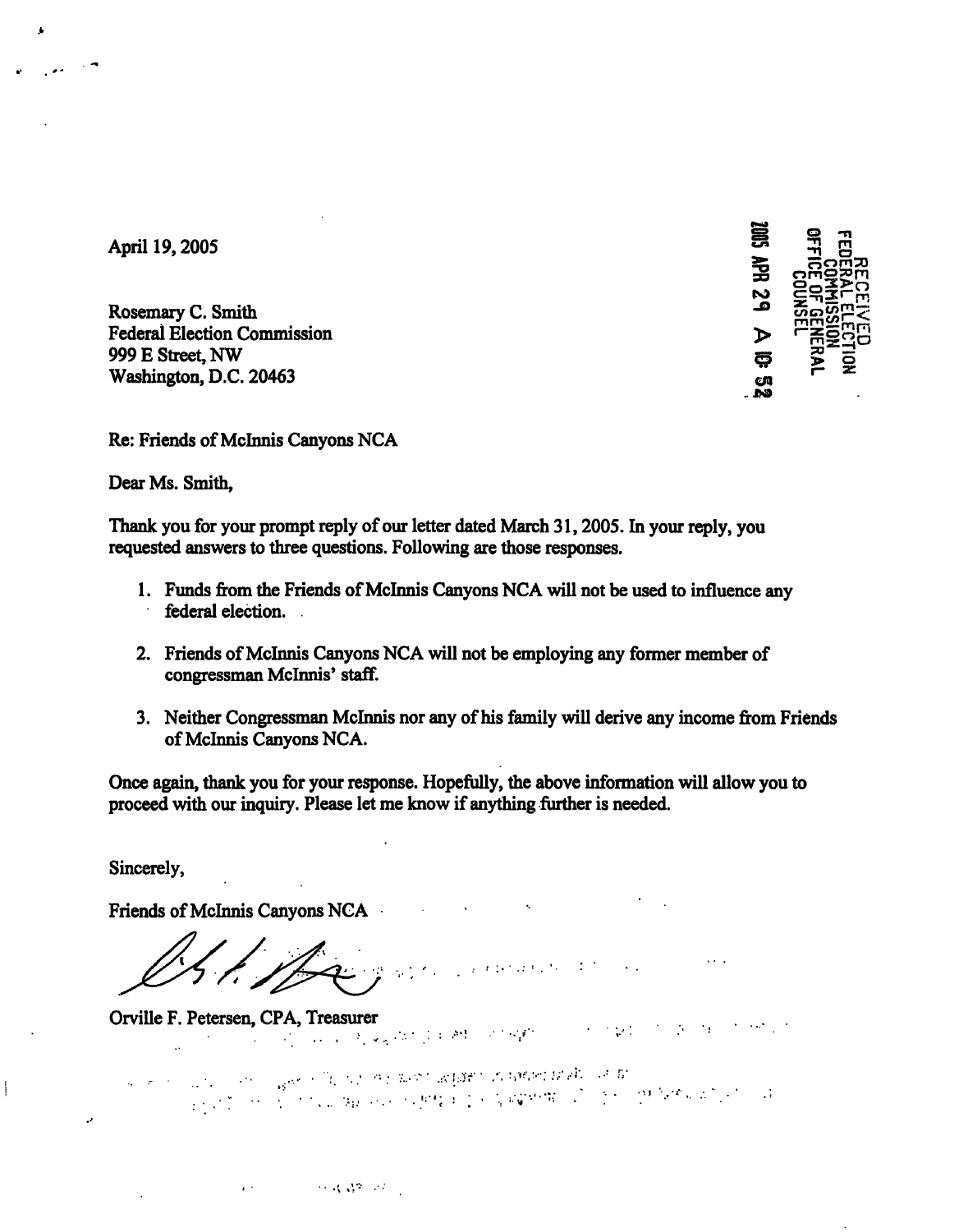RECEIVED
FEDERAL ELECTION
COMMISSION
OFFICE OF GENERAL
COUNSEL

2005 APR 29 A 10: 52

April 19, 2005

Rosemary C. Smith
Federal Election Commission
999 E Street, NW
Washington, D.C. 20463

Re: Friends of McInnis Canyons NCA

Dear Ms. Smith,

Thank you for your prompt reply of our letter dated March 31, 2005. In your reply, you requested answers to three questions. Following are those responses.

1. Funds from the Friends of McInnis Canyons NCA will not be used to influence any federal election.

2. Friends of McInnis Canyons NCA will not be employing any former member of congressman McInnis' staff.

3. Neither Congressman McInnis nor any of his family will derive any income from Friends of McInnis Canyons NCA.

Once again, thank you for your response. Hopefully, the above information will allow you to proceed with our inquiry. Please let me know if anything further is needed.

Sincerely,

Friends of McInnis Canyons NCA

Orville F. Petersen, CPA, Treasurer